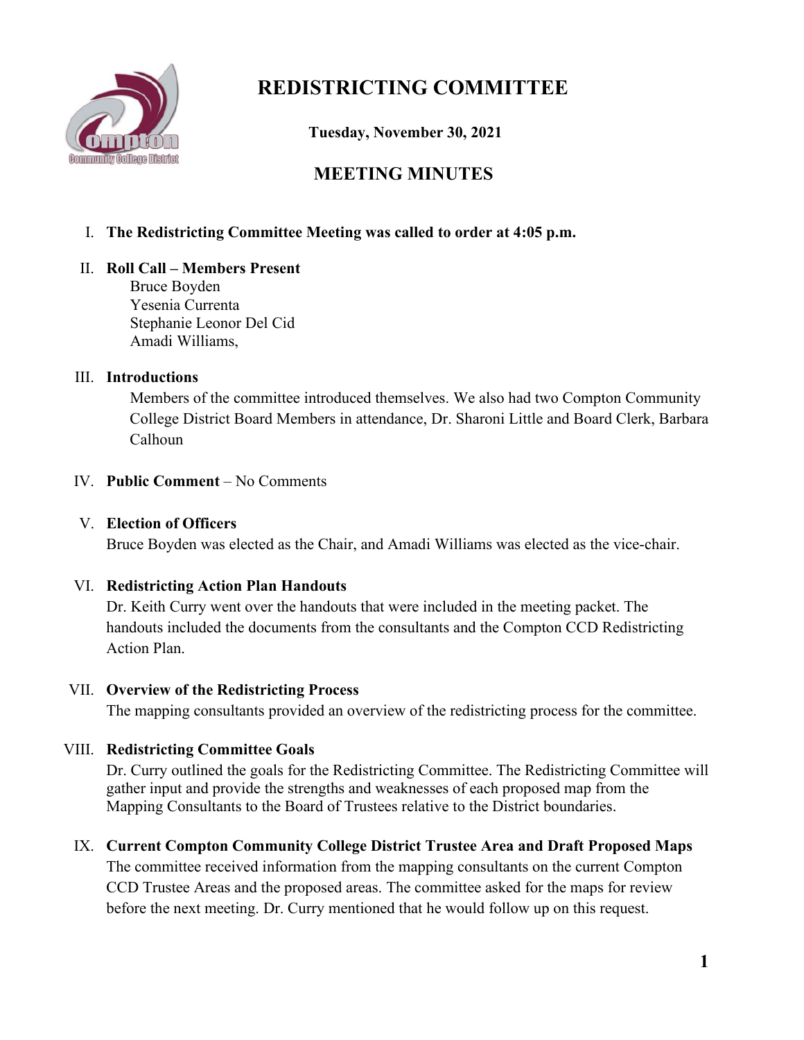# REDISTRICTING COMMITTEE

**Tuesday, November 30, 2021**

## MEETING MINUTES

I. **The Redistricting Committee Meeting was called to order at 4:05 p.m.**

II. **Roll Call – Members Present**
Bruce Boyden
Yesenia Currenta
Stephanie Leonor Del Cid
Amadi Williams,

III. **Introductions**
Members of the committee introduced themselves. We also had two Compton Community College District Board Members in attendance, Dr. Sharoni Little and Board Clerk, Barbara Calhoun

IV. **Public Comment** – No Comments

V. **Election of Officers**
Bruce Boyden was elected as the Chair, and Amadi Williams was elected as the vice-chair.

VI. **Redistricting Action Plan Handouts**
Dr. Keith Curry went over the handouts that were included in the meeting packet. The handouts included the documents from the consultants and the Compton CCD Redistricting Action Plan.

VII. **Overview of the Redistricting Process**
The mapping consultants provided an overview of the redistricting process for the committee.

VIII. **Redistricting Committee Goals**
Dr. Curry outlined the goals for the Redistricting Committee. The Redistricting Committee will gather input and provide the strengths and weaknesses of each proposed map from the Mapping Consultants to the Board of Trustees relative to the District boundaries.

IX. **Current Compton Community College District Trustee Area and Draft Proposed Maps**
The committee received information from the mapping consultants on the current Compton CCD Trustee Areas and the proposed areas. The committee asked for the maps for review before the next meeting. Dr. Curry mentioned that he would follow up on this request.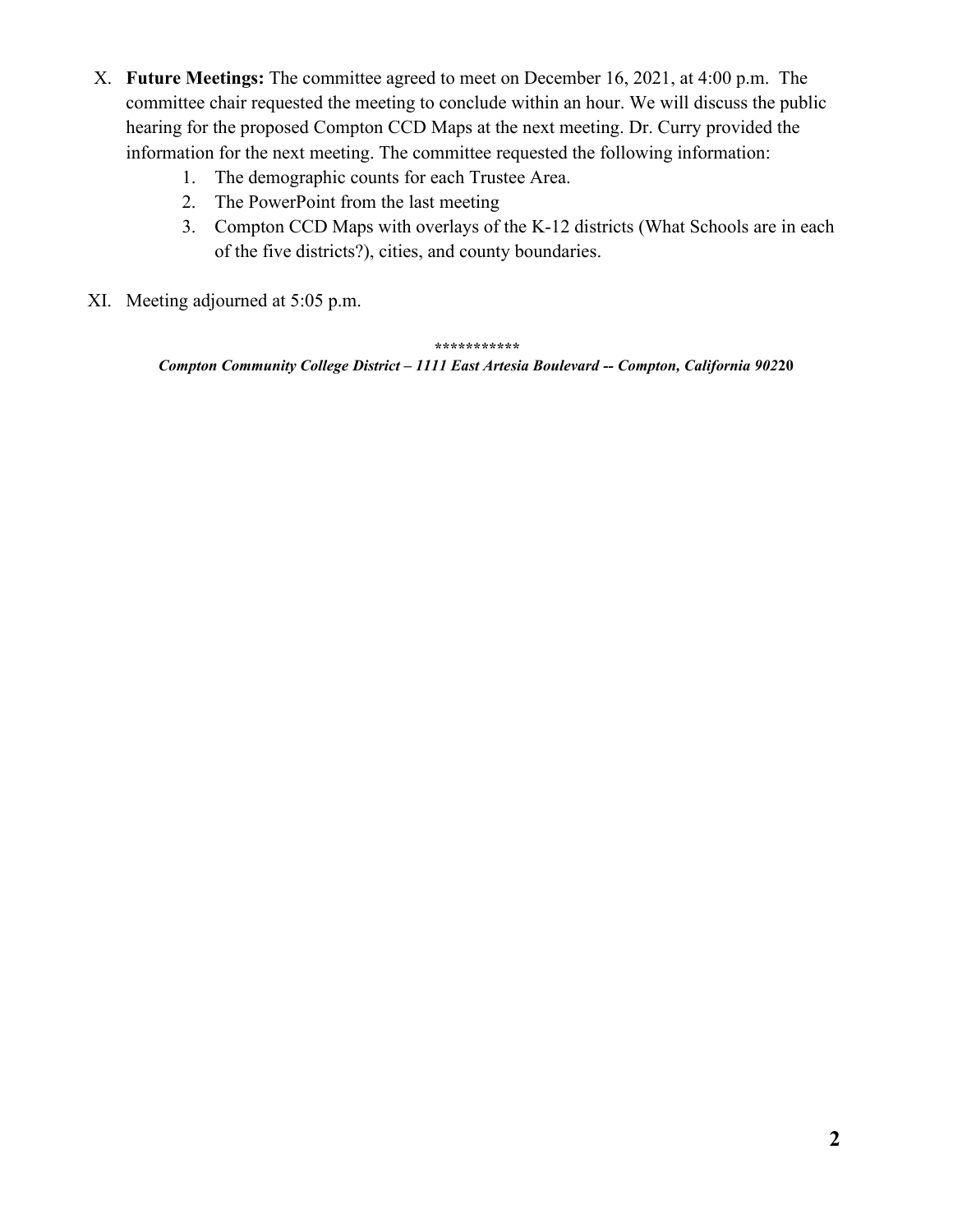X. **Future Meetings:** The committee agreed to meet on December 16, 2021, at 4:00 p.m. The committee chair requested the meeting to conclude within an hour. We will discuss the public hearing for the proposed Compton CCD Maps at the next meeting. Dr. Curry provided the information for the next meeting. The committee requested the following information:

1. The demographic counts for each Trustee Area.
2. The PowerPoint from the last meeting
3. Compton CCD Maps with overlays of the K-12 districts (What Schools are in each of the five districts?), cities, and county boundaries.

XI. Meeting adjourned at 5:05 p.m.

***********

***Compton Community College District – 1111 East Artesia Boulevard -- Compton, California 90220***